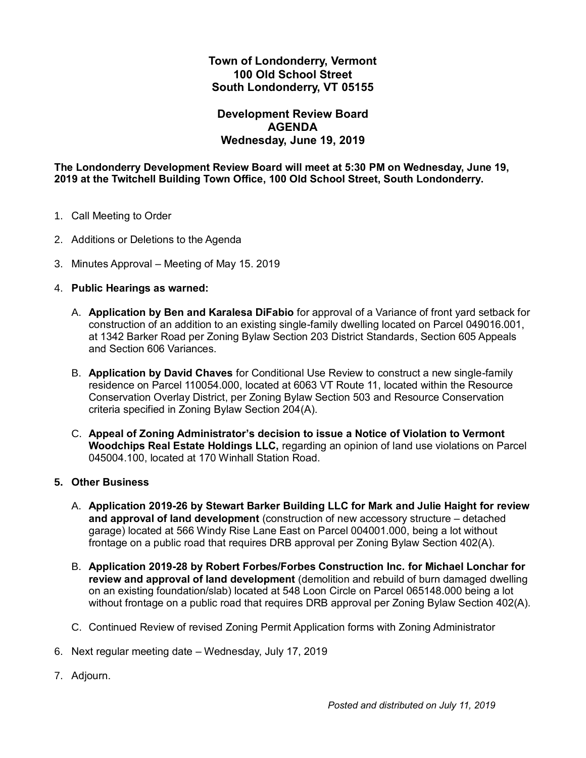**Town of Londonderry, Vermont**
**100 Old School Street**
**South Londonderry, VT 05155**

**Development Review Board**
**AGENDA**
**Wednesday, June 19, 2019**

**The Londonderry Development Review Board will meet at 5:30 PM on Wednesday, June 19, 2019 at the Twitchell Building Town Office, 100 Old School Street, South Londonderry.**

1. Call Meeting to Order
2. Additions or Deletions to the Agenda
3. Minutes Approval – Meeting of May 15. 2019
4. **Public Hearings as warned:**
   - A. **Application by Ben and Karalesa DiFabio** for approval of a Variance of front yard setback for construction of an addition to an existing single-family dwelling located on Parcel 049016.001, at 1342 Barker Road per Zoning Bylaw Section 203 District Standards, Section 605 Appeals and Section 606 Variances.
   - B. **Application by David Chaves** for Conditional Use Review to construct a new single-family residence on Parcel 110054.000, located at 6063 VT Route 11, located within the Resource Conservation Overlay District, per Zoning Bylaw Section 503 and Resource Conservation criteria specified in Zoning Bylaw Section 204(A).
   - C. **Appeal of Zoning Administrator's decision to issue a Notice of Violation to Vermont Woodchips Real Estate Holdings LLC,** regarding an opinion of land use violations on Parcel 045004.100, located at 170 Winhall Station Road.
5. **Other Business**
   - A. **Application 2019-26 by Stewart Barker Building LLC for Mark and Julie Haight for review and approval of land development** (construction of new accessory structure – detached garage) located at 566 Windy Rise Lane East on Parcel 004001.000, being a lot without frontage on a public road that requires DRB approval per Zoning Bylaw Section 402(A).
   - B. **Application 2019-28 by Robert Forbes/Forbes Construction Inc. for Michael Lonchar for review and approval of land development** (demolition and rebuild of burn damaged dwelling on an existing foundation/slab) located at 548 Loon Circle on Parcel 065148.000 being a lot without frontage on a public road that requires DRB approval per Zoning Bylaw Section 402(A).
   - C. Continued Review of revised Zoning Permit Application forms with Zoning Administrator
6. Next regular meeting date – Wednesday, July 17, 2019
7. Adjourn.

*Posted and distributed on July 11, 2019*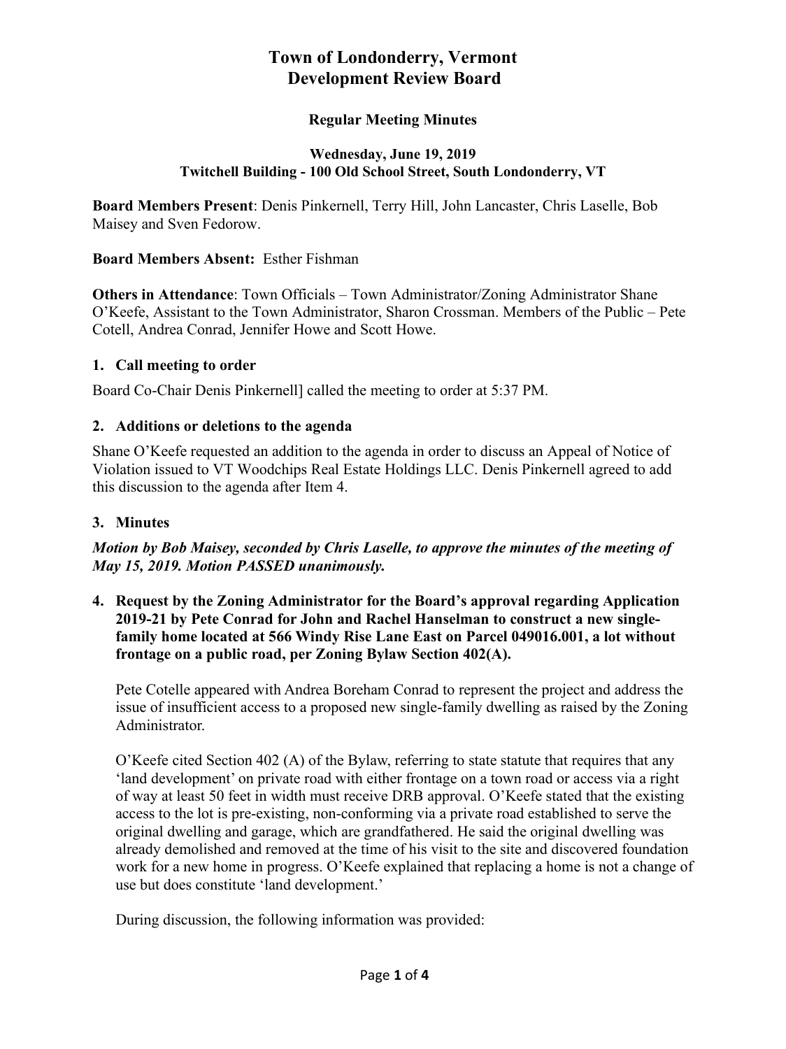# Town of Londonderry, Vermont
# Development Review Board

### Regular Meeting Minutes

**Wednesday, June 19, 2019**
**Twitchell Building - 100 Old School Street, South Londonderry, VT**

**Board Members Present**: Denis Pinkernell, Terry Hill, John Lancaster, Chris Laselle, Bob Maisey and Sven Fedorow.

**Board Members Absent:** Esther Fishman

**Others in Attendance**: Town Officials – Town Administrator/Zoning Administrator Shane O'Keefe, Assistant to the Town Administrator, Sharon Crossman. Members of the Public – Pete Cotell, Andrea Conrad, Jennifer Howe and Scott Howe.

### 1. Call meeting to order

Board Co-Chair Denis Pinkernell] called the meeting to order at 5:37 PM.

### 2. Additions or deletions to the agenda

Shane O'Keefe requested an addition to the agenda in order to discuss an Appeal of Notice of Violation issued to VT Woodchips Real Estate Holdings LLC. Denis Pinkernell agreed to add this discussion to the agenda after Item 4.

### 3. Minutes

***Motion by Bob Maisey, seconded by Chris Laselle, to approve the minutes of the meeting of May 15, 2019. Motion PASSED unanimously.***

### 4. Request by the Zoning Administrator for the Board's approval regarding Application 2019-21 by Pete Conrad for John and Rachel Hanselman to construct a new single-family home located at 566 Windy Rise Lane East on Parcel 049016.001, a lot without frontage on a public road, per Zoning Bylaw Section 402(A).

Pete Cotelle appeared with Andrea Boreham Conrad to represent the project and address the issue of insufficient access to a proposed new single-family dwelling as raised by the Zoning Administrator.

O'Keefe cited Section 402 (A) of the Bylaw, referring to state statute that requires that any 'land development' on private road with either frontage on a town road or access via a right of way at least 50 feet in width must receive DRB approval. O'Keefe stated that the existing access to the lot is pre-existing, non-conforming via a private road established to serve the original dwelling and garage, which are grandfathered. He said the original dwelling was already demolished and removed at the time of his visit to the site and discovered foundation work for a new home in progress. O'Keefe explained that replacing a home is not a change of use but does constitute 'land development.'

During discussion, the following information was provided: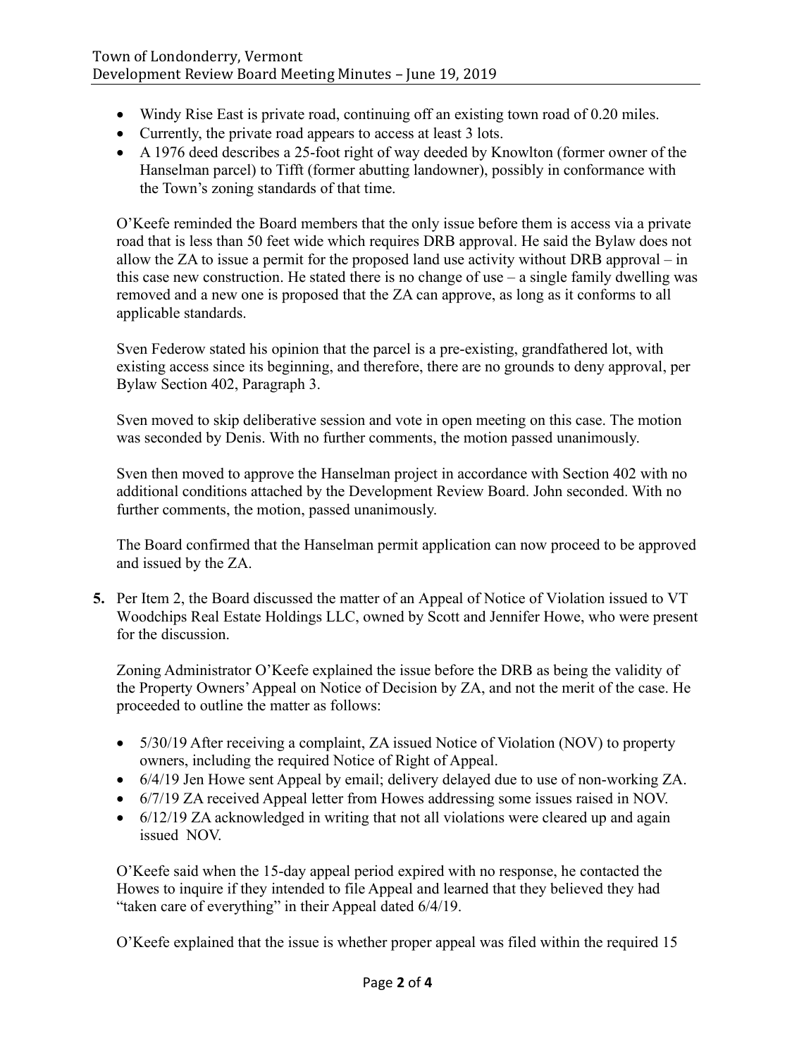- Windy Rise East is private road, continuing off an existing town road of 0.20 miles.
- Currently, the private road appears to access at least 3 lots.
- A 1976 deed describes a 25-foot right of way deeded by Knowlton (former owner of the Hanselman parcel) to Tifft (former abutting landowner), possibly in conformance with the Town's zoning standards of that time.

O'Keefe reminded the Board members that the only issue before them is access via a private road that is less than 50 feet wide which requires DRB approval. He said the Bylaw does not allow the ZA to issue a permit for the proposed land use activity without DRB approval – in this case new construction. He stated there is no change of use – a single family dwelling was removed and a new one is proposed that the ZA can approve, as long as it conforms to all applicable standards.

Sven Federow stated his opinion that the parcel is a pre-existing, grandfathered lot, with existing access since its beginning, and therefore, there are no grounds to deny approval, per Bylaw Section 402, Paragraph 3.

Sven moved to skip deliberative session and vote in open meeting on this case. The motion was seconded by Denis. With no further comments, the motion passed unanimously.

Sven then moved to approve the Hanselman project in accordance with Section 402 with no additional conditions attached by the Development Review Board. John seconded. With no further comments, the motion, passed unanimously.

The Board confirmed that the Hanselman permit application can now proceed to be approved and issued by the ZA.

**5.** Per Item 2, the Board discussed the matter of an Appeal of Notice of Violation issued to VT Woodchips Real Estate Holdings LLC, owned by Scott and Jennifer Howe, who were present for the discussion.

Zoning Administrator O'Keefe explained the issue before the DRB as being the validity of the Property Owners' Appeal on Notice of Decision by ZA, and not the merit of the case. He proceeded to outline the matter as follows:

- 5/30/19 After receiving a complaint, ZA issued Notice of Violation (NOV) to property owners, including the required Notice of Right of Appeal.
- 6/4/19 Jen Howe sent Appeal by email; delivery delayed due to use of non-working ZA.
- 6/7/19 ZA received Appeal letter from Howes addressing some issues raised in NOV.
- 6/12/19 ZA acknowledged in writing that not all violations were cleared up and again issued NOV.

O'Keefe said when the 15-day appeal period expired with no response, he contacted the Howes to inquire if they intended to file Appeal and learned that they believed they had "taken care of everything" in their Appeal dated 6/4/19.

O'Keefe explained that the issue is whether proper appeal was filed within the required 15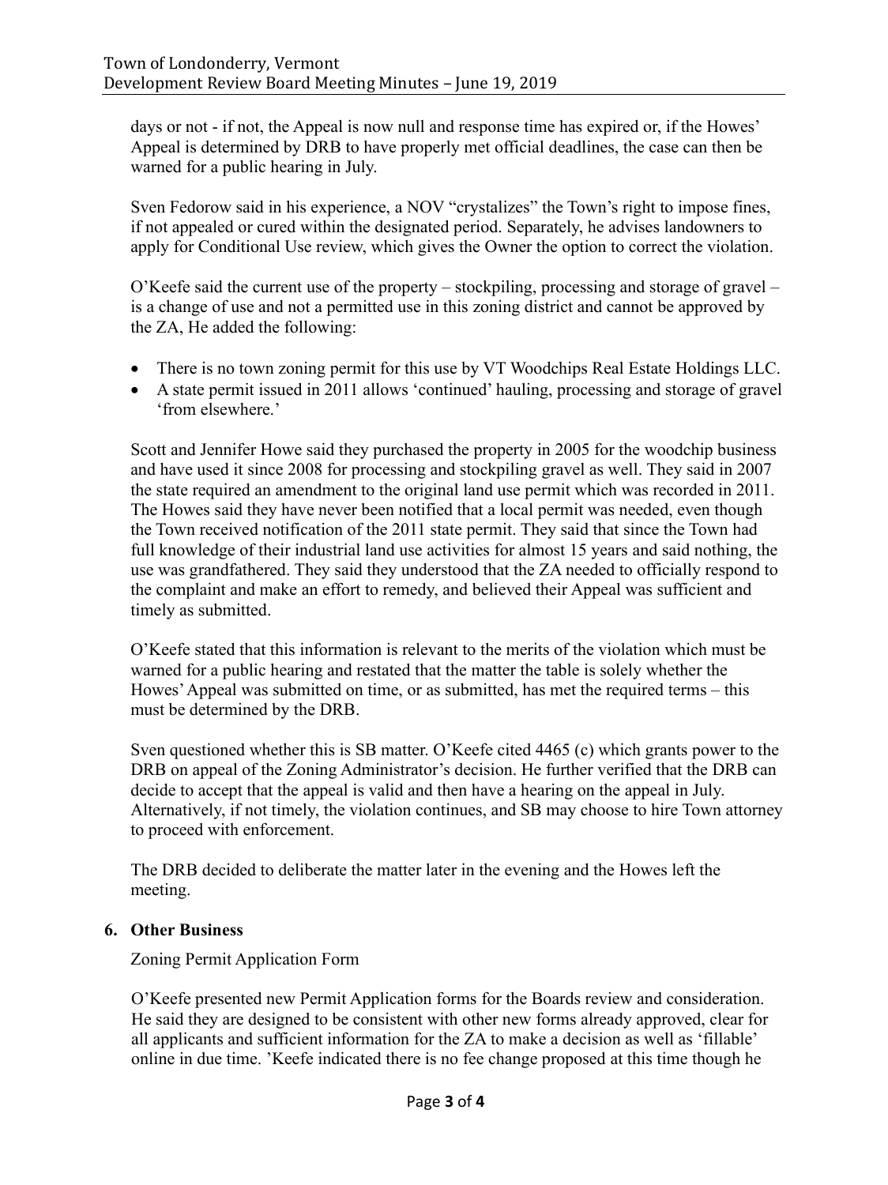days or not - if not, the Appeal is now null and response time has expired or, if the Howes' Appeal is determined by DRB to have properly met official deadlines, the case can then be warned for a public hearing in July.

Sven Fedorow said in his experience, a NOV "crystalizes" the Town's right to impose fines, if not appealed or cured within the designated period. Separately, he advises landowners to apply for Conditional Use review, which gives the Owner the option to correct the violation.

O'Keefe said the current use of the property – stockpiling, processing and storage of gravel – is a change of use and not a permitted use in this zoning district and cannot be approved by the ZA, He added the following:

- There is no town zoning permit for this use by VT Woodchips Real Estate Holdings LLC.
- A state permit issued in 2011 allows 'continued' hauling, processing and storage of gravel 'from elsewhere.'

Scott and Jennifer Howe said they purchased the property in 2005 for the woodchip business and have used it since 2008 for processing and stockpiling gravel as well. They said in 2007 the state required an amendment to the original land use permit which was recorded in 2011. The Howes said they have never been notified that a local permit was needed, even though the Town received notification of the 2011 state permit. They said that since the Town had full knowledge of their industrial land use activities for almost 15 years and said nothing, the use was grandfathered. They said they understood that the ZA needed to officially respond to the complaint and make an effort to remedy, and believed their Appeal was sufficient and timely as submitted.

O'Keefe stated that this information is relevant to the merits of the violation which must be warned for a public hearing and restated that the matter the table is solely whether the Howes' Appeal was submitted on time, or as submitted, has met the required terms – this must be determined by the DRB.

Sven questioned whether this is SB matter. O'Keefe cited 4465 (c) which grants power to the DRB on appeal of the Zoning Administrator's decision. He further verified that the DRB can decide to accept that the appeal is valid and then have a hearing on the appeal in July. Alternatively, if not timely, the violation continues, and SB may choose to hire Town attorney to proceed with enforcement.

The DRB decided to deliberate the matter later in the evening and the Howes left the meeting.

## 6. Other Business

Zoning Permit Application Form

O'Keefe presented new Permit Application forms for the Boards review and consideration. He said they are designed to be consistent with other new forms already approved, clear for all applicants and sufficient information for the ZA to make a decision as well as 'fillable' online in due time. 'Keefe indicated there is no fee change proposed at this time though he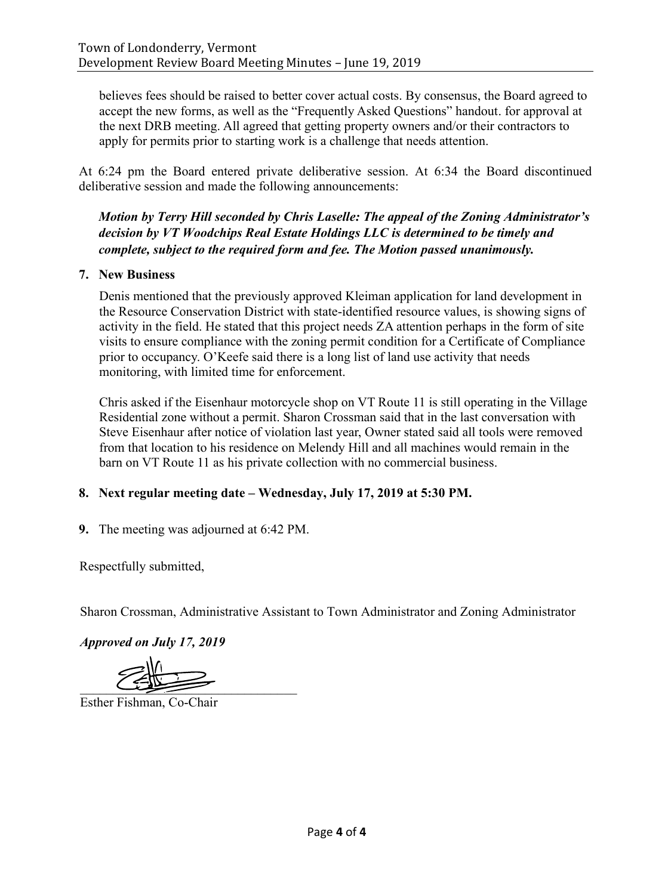believes fees should be raised to better cover actual costs. By consensus, the Board agreed to accept the new forms, as well as the "Frequently Asked Questions" handout. for approval at the next DRB meeting. All agreed that getting property owners and/or their contractors to apply for permits prior to starting work is a challenge that needs attention.

At 6:24 pm the Board entered private deliberative session. At 6:34 the Board discontinued deliberative session and made the following announcements:

***Motion by Terry Hill seconded by Chris Laselle: The appeal of the Zoning Administrator's decision by VT Woodchips Real Estate Holdings LLC is determined to be timely and complete, subject to the required form and fee. The Motion passed unanimously.***

**7. New Business**

Denis mentioned that the previously approved Kleiman application for land development in the Resource Conservation District with state-identified resource values, is showing signs of activity in the field. He stated that this project needs ZA attention perhaps in the form of site visits to ensure compliance with the zoning permit condition for a Certificate of Compliance prior to occupancy. O'Keefe said there is a long list of land use activity that needs monitoring, with limited time for enforcement.

Chris asked if the Eisenhaur motorcycle shop on VT Route 11 is still operating in the Village Residential zone without a permit. Sharon Crossman said that in the last conversation with Steve Eisenhaur after notice of violation last year, Owner stated said all tools were removed from that location to his residence on Melendy Hill and all machines would remain in the barn on VT Route 11 as his private collection with no commercial business.

**8. Next regular meeting date – Wednesday, July 17, 2019 at 5:30 PM.**

**9.** The meeting was adjourned at 6:42 PM.

Respectfully submitted,

Sharon Crossman, Administrative Assistant to Town Administrator and Zoning Administrator

***Approved on July 17, 2019***

Esther Fishman, Co-Chair